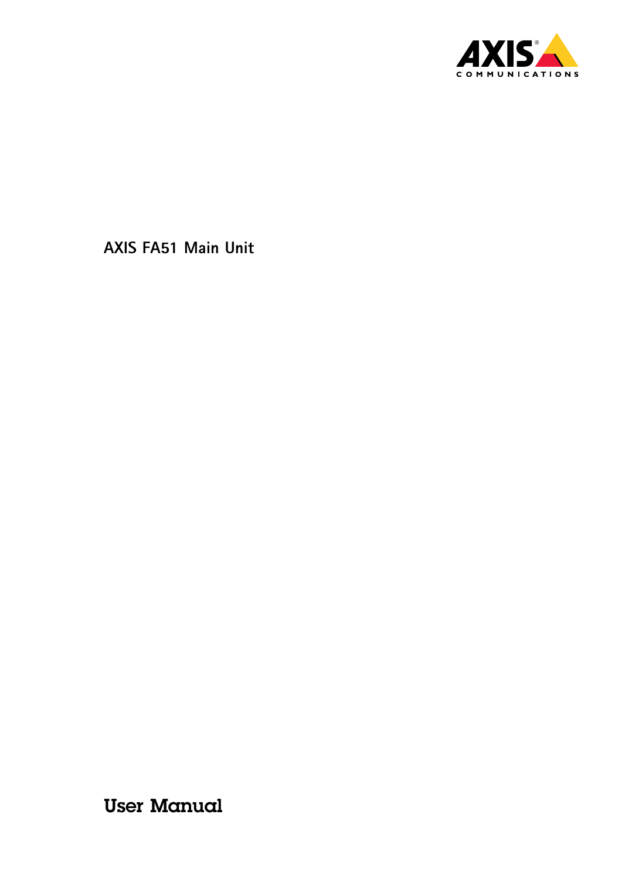# AXIS FA51 Main Unit

## User Manual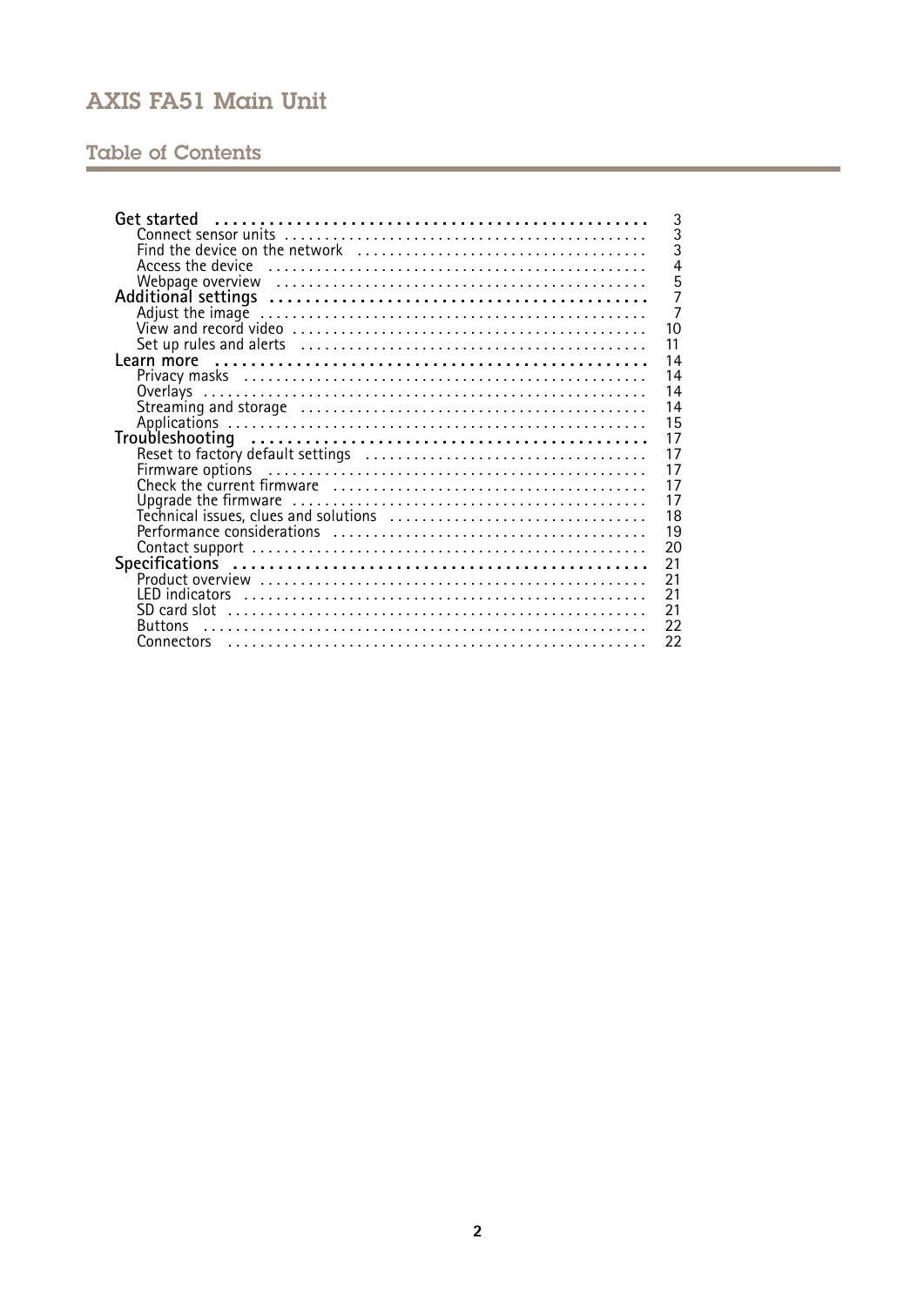## Table of Contents

- **Get started** ... 3
  - Connect sensor units ... 3
  - Find the device on the network ... 3
  - Access the device ... 4
  - Webpage overview ... 5
- **Additional settings** ... 7
  - Adjust the image ... 7
  - View and record video ... 10
  - Set up rules and alerts ... 11
- **Learn more** ... 14
  - Privacy masks ... 14
  - Overlays ... 14
  - Streaming and storage ... 14
  - Applications ... 15
- **Troubleshooting** ... 17
  - Reset to factory default settings ... 17
  - Firmware options ... 17
  - Check the current firmware ... 17
  - Upgrade the firmware ... 17
  - Technical issues, clues and solutions ... 18
  - Performance considerations ... 19
  - Contact support ... 20
- **Specifications** ... 21
  - Product overview ... 21
  - LED indicators ... 21
  - SD card slot ... 21
  - Buttons ... 22
  - Connectors ... 22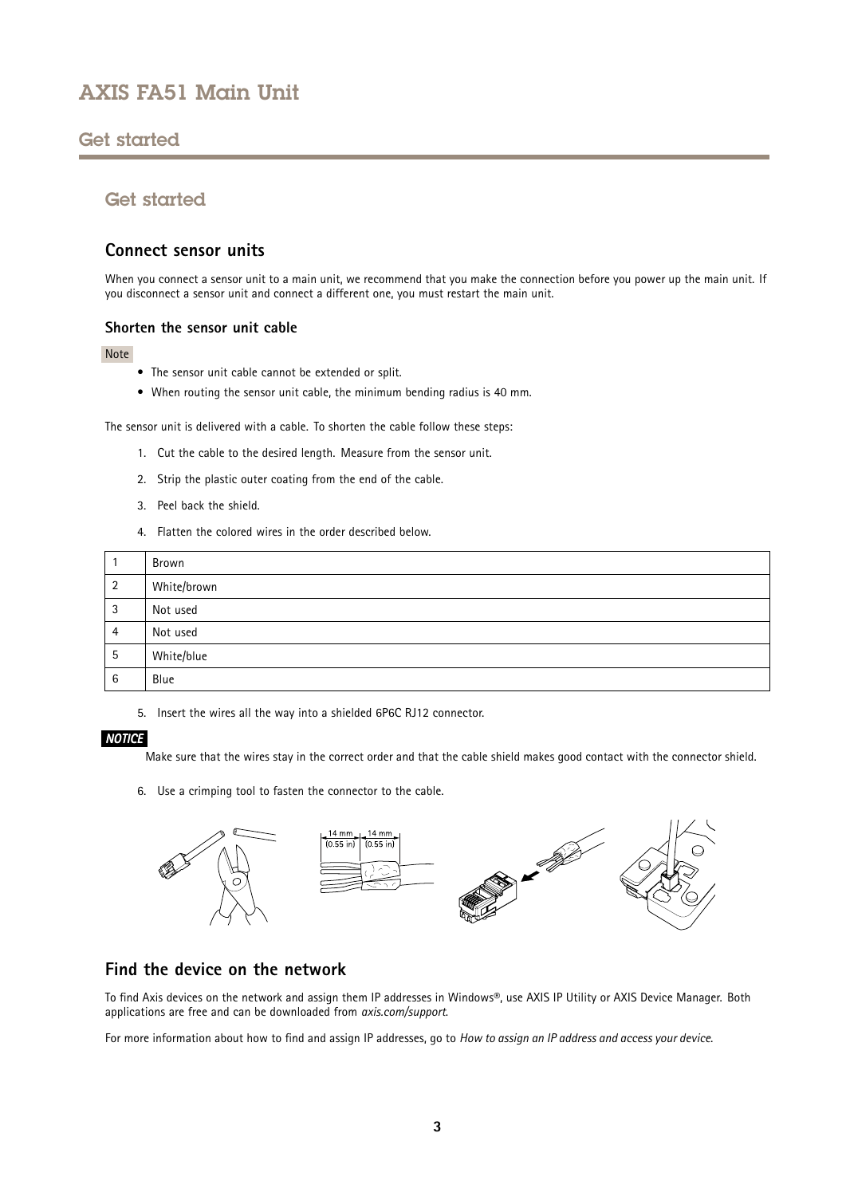## Get started

### Connect sensor units

When you connect a sensor unit to a main unit, we recommend that you make the connection before you power up the main unit. If you disconnect a sensor unit and connect a different one, you must restart the main unit.

#### Shorten the sensor unit cable

Note

- The sensor unit cable cannot be extended or split.
- When routing the sensor unit cable, the minimum bending radius is 40 mm.

The sensor unit is delivered with a cable. To shorten the cable follow these steps:

1. Cut the cable to the desired length. Measure from the sensor unit.
2. Strip the plastic outer coating from the end of the cable.
3. Peel back the shield.
4. Flatten the colored wires in the order described below.

| | |
|---|---|
| 1 | Brown |
| 2 | White/brown |
| 3 | Not used |
| 4 | Not used |
| 5 | White/blue |
| 6 | Blue |

5. Insert the wires all the way into a shielded 6P6C RJ12 connector.

***NOTICE***

Make sure that the wires stay in the correct order and that the cable shield makes good contact with the connector shield.

6. Use a crimping tool to fasten the connector to the cable.

14 mm (0.55 in) 14 mm (0.55 in)

### Find the device on the network

To find Axis devices on the network and assign them IP addresses in Windows®, use AXIS IP Utility or AXIS Device Manager. Both applications are free and can be downloaded from *axis.com/support*.

For more information about how to find and assign IP addresses, go to *How to assign an IP address and access your device*.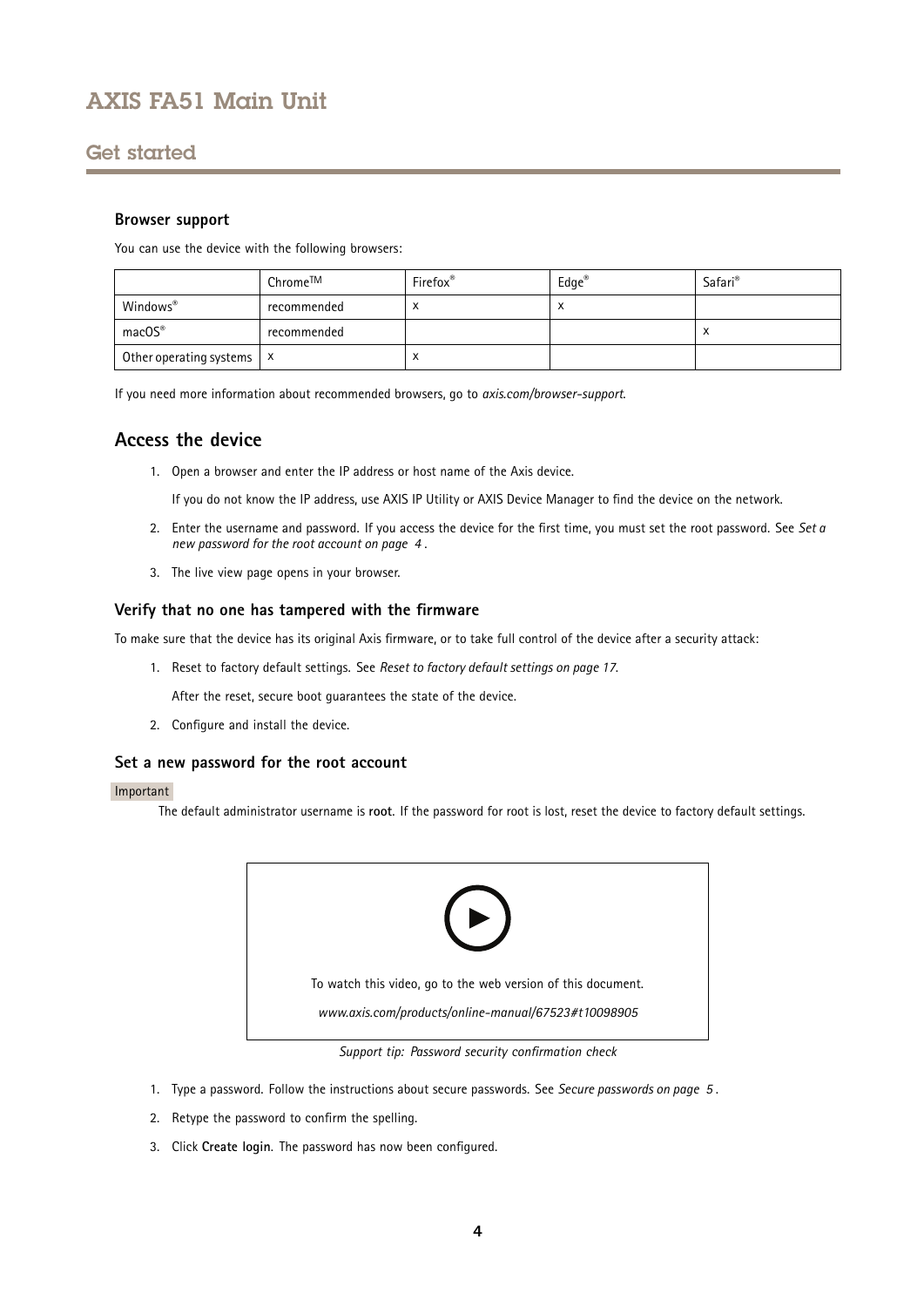## Browser support

You can use the device with the following browsers:

| | Chrome™ | Firefox® | Edge® | Safari® |
|---|---|---|---|---|
| Windows® | recommended | x | x | |
| macOS® | recommended | | | x |
| Other operating systems | x | x | | |

If you need more information about recommended browsers, go to *axis.com/browser-support*.

# Access the device

1. Open a browser and enter the IP address or host name of the Axis device.

   If you do not know the IP address, use AXIS IP Utility or AXIS Device Manager to find the device on the network.

2. Enter the username and password. If you access the device for the first time, you must set the root password. See *Set a new password for the root account on page 4*.

3. The live view page opens in your browser.

## Verify that no one has tampered with the firmware

To make sure that the device has its original Axis firmware, or to take full control of the device after a security attack:

1. Reset to factory default settings. See *Reset to factory default settings on page 17*.

   After the reset, secure boot guarantees the state of the device.

2. Configure and install the device.

## Set a new password for the root account

Important

The default administrator username is **root**. If the password for root is lost, reset the device to factory default settings.

To watch this video, go to the web version of this document.

*www.axis.com/products/online-manual/67523#t10098905*

*Support tip: Password security confirmation check*

1. Type a password. Follow the instructions about secure passwords. See *Secure passwords on page 5*.

2. Retype the password to confirm the spelling.

3. Click **Create login**. The password has now been configured.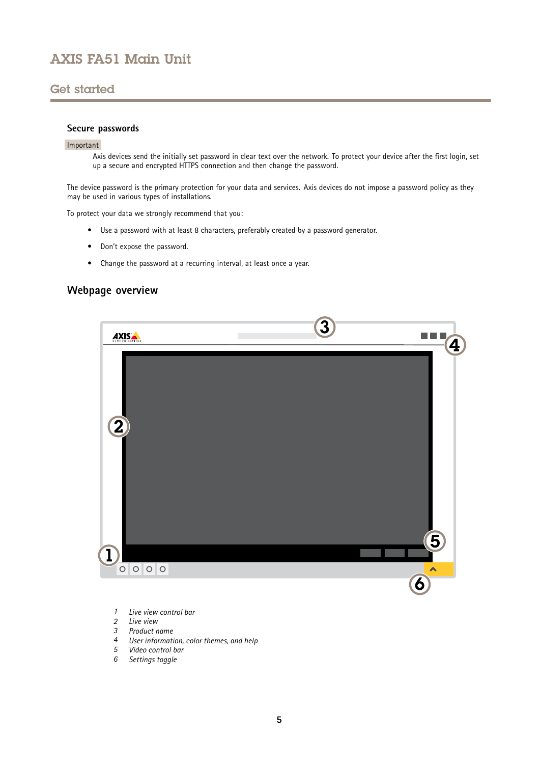## Secure passwords

Important

Axis devices send the initially set password in clear text over the network. To protect your device after the first login, set up a secure and encrypted HTTPS connection and then change the password.

The device password is the primary protection for your data and services. Axis devices do not impose a password policy as they may be used in various types of installations.

To protect your data we strongly recommend that you:

- Use a password with at least 8 characters, preferably created by a password generator.
- Don't expose the password.
- Change the password at a recurring interval, at least once a year.

## Webpage overview

1. *Live view control bar*
2. *Live view*
3. *Product name*
4. *User information, color themes, and help*
5. *Video control bar*
6. *Settings toggle*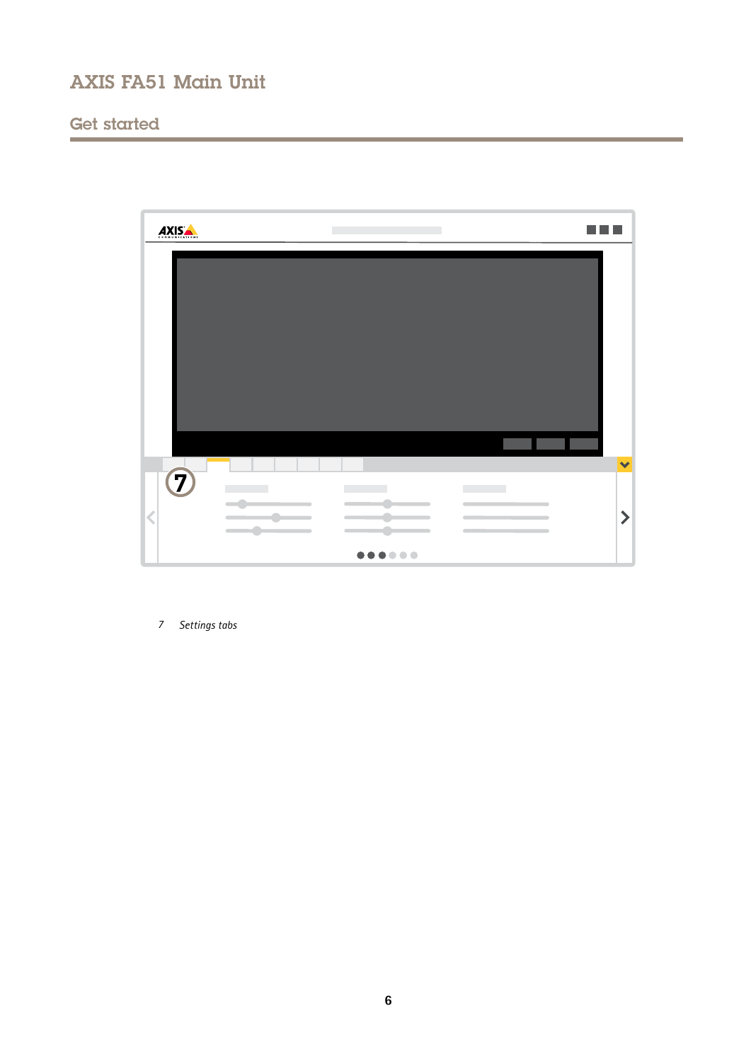7 *Settings tabs*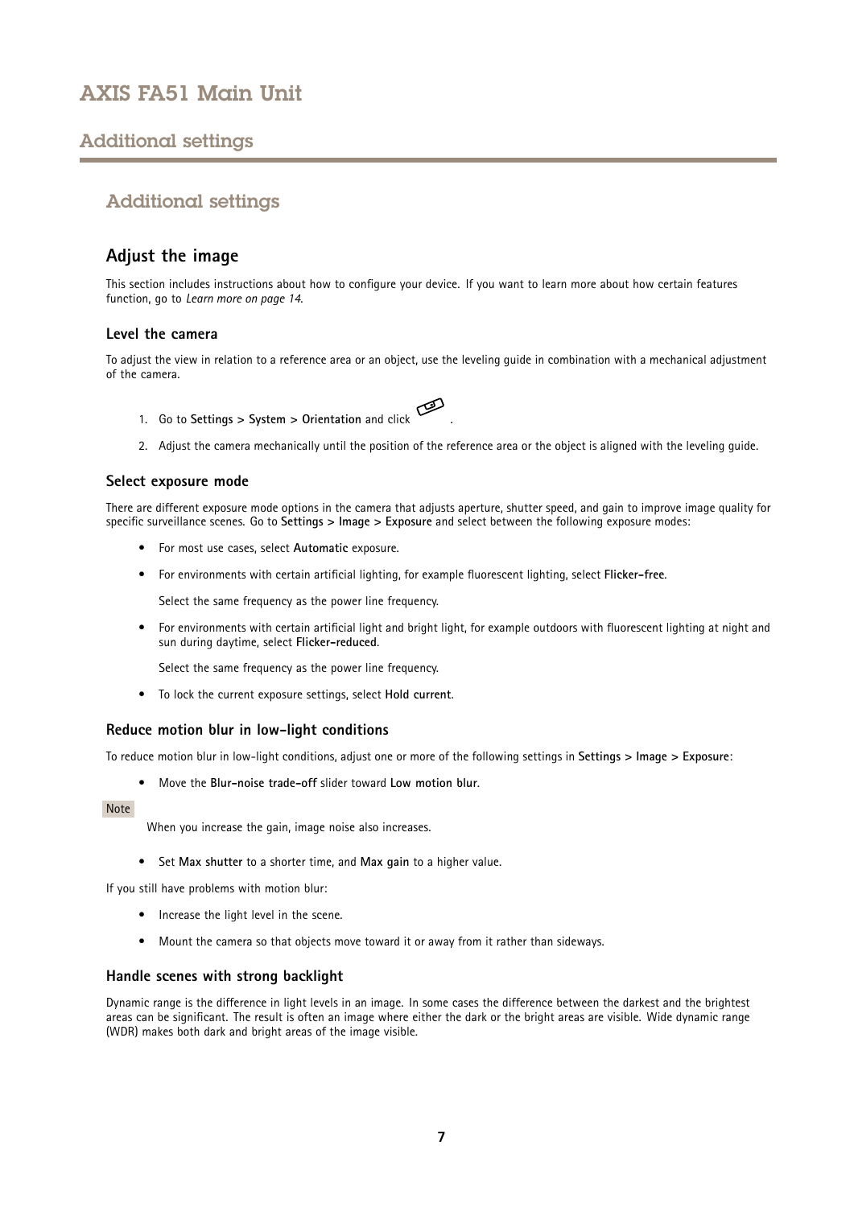## Additional settings

### Adjust the image

This section includes instructions about how to configure your device. If you want to learn more about how certain features function, go to *Learn more on page 14*.

#### Level the camera

To adjust the view in relation to a reference area or an object, use the leveling guide in combination with a mechanical adjustment of the camera.

1. Go to **Settings > System > Orientation** and click .
2. Adjust the camera mechanically until the position of the reference area or the object is aligned with the leveling guide.

#### Select exposure mode

There are different exposure mode options in the camera that adjusts aperture, shutter speed, and gain to improve image quality for specific surveillance scenes. Go to **Settings > Image > Exposure** and select between the following exposure modes:

- For most use cases, select **Automatic** exposure.
- For environments with certain artificial lighting, for example fluorescent lighting, select **Flicker-free**.

  Select the same frequency as the power line frequency.
- For environments with certain artificial light and bright light, for example outdoors with fluorescent lighting at night and sun during daytime, select **Flicker-reduced**.

  Select the same frequency as the power line frequency.
- To lock the current exposure settings, select **Hold current**.

#### Reduce motion blur in low-light conditions

To reduce motion blur in low-light conditions, adjust one or more of the following settings in **Settings > Image > Exposure**:

- Move the **Blur-noise trade-off** slider toward **Low motion blur**.

Note

When you increase the gain, image noise also increases.

- Set **Max shutter** to a shorter time, and **Max gain** to a higher value.

If you still have problems with motion blur:

- Increase the light level in the scene.
- Mount the camera so that objects move toward it or away from it rather than sideways.

#### Handle scenes with strong backlight

Dynamic range is the difference in light levels in an image. In some cases the difference between the darkest and the brightest areas can be significant. The result is often an image where either the dark or the bright areas are visible. Wide dynamic range (WDR) makes both dark and bright areas of the image visible.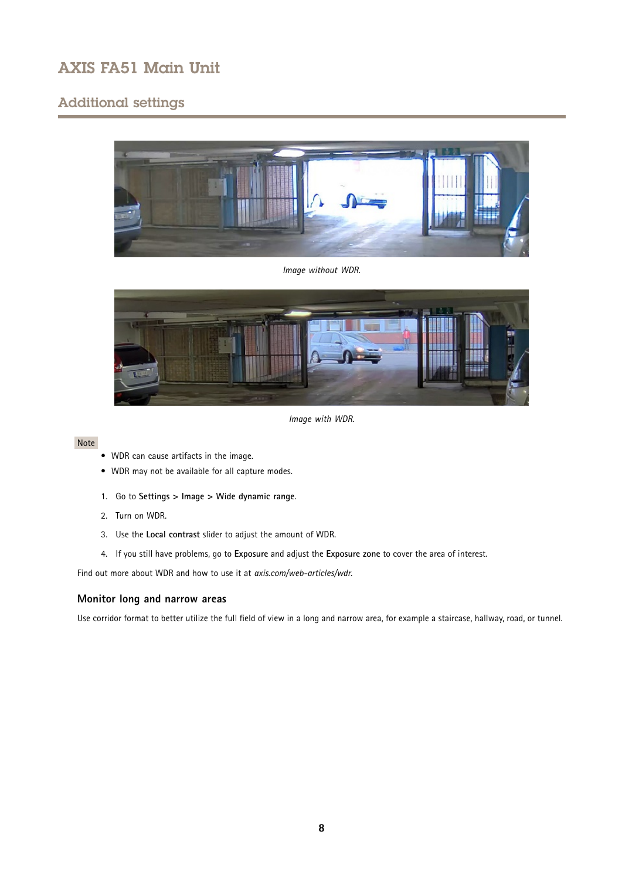*Image without WDR.*

*Image with WDR.*

Note

- WDR can cause artifacts in the image.
- WDR may not be available for all capture modes.

1. Go to **Settings > Image > Wide dynamic range**.
2. Turn on WDR.
3. Use the **Local contrast** slider to adjust the amount of WDR.
4. If you still have problems, go to **Exposure** and adjust the **Exposure zone** to cover the area of interest.

Find out more about WDR and how to use it at *axis.com/web-articles/wdr*.

### Monitor long and narrow areas

Use corridor format to better utilize the full field of view in a long and narrow area, for example a staircase, hallway, road, or tunnel.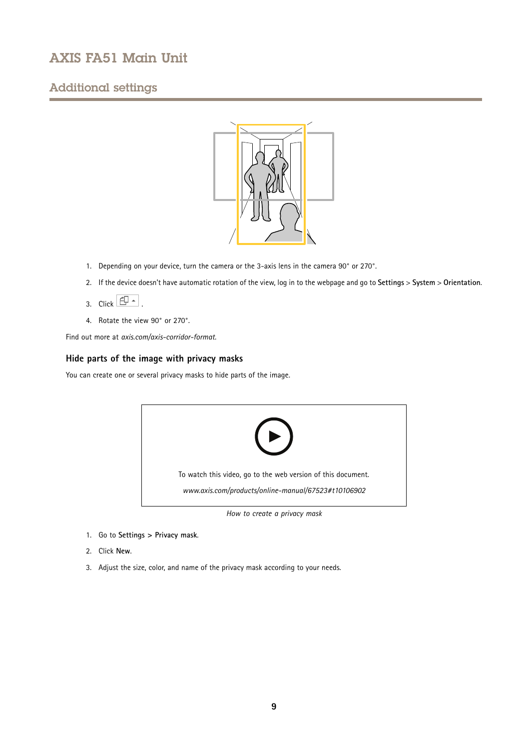1. Depending on your device, turn the camera or the 3-axis lens in the camera 90° or 270°.
2. If the device doesn't have automatic rotation of the view, log in to the webpage and go to **Settings** > **System** > **Orientation**.
3. Click .
4. Rotate the view 90° or 270°.

Find out more at *axis.com/axis-corridor-format*.

### Hide parts of the image with privacy masks

You can create one or several privacy masks to hide parts of the image.

To watch this video, go to the web version of this document.

*www.axis.com/products/online-manual/67523#t10106902*

*How to create a privacy mask*

1. Go to **Settings > Privacy mask**.
2. Click **New**.
3. Adjust the size, color, and name of the privacy mask according to your needs.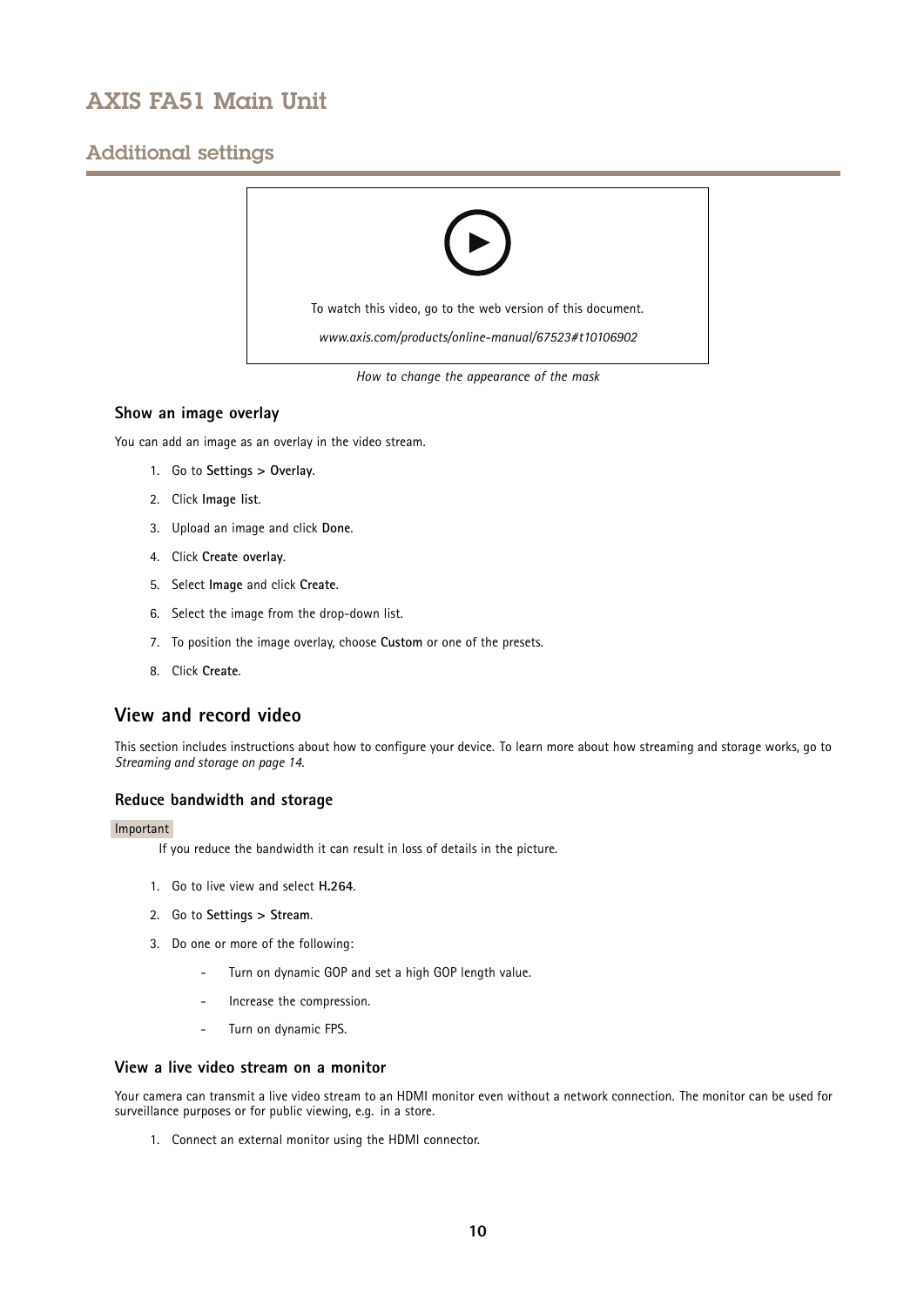## Additional settings

To watch this video, go to the web version of this document.

*www.axis.com/products/online-manual/67523#t10106902*

*How to change the appearance of the mask*

### Show an image overlay

You can add an image as an overlay in the video stream.

1. Go to **Settings > Overlay**.
2. Click **Image list**.
3. Upload an image and click **Done**.
4. Click **Create overlay**.
5. Select **Image** and click **Create**.
6. Select the image from the drop-down list.
7. To position the image overlay, choose **Custom** or one of the presets.
8. Click **Create**.

## View and record video

This section includes instructions about how to configure your device. To learn more about how streaming and storage works, go to *Streaming and storage on page 14*.

### Reduce bandwidth and storage

Important

If you reduce the bandwidth it can result in loss of details in the picture.

1. Go to live view and select **H.264**.
2. Go to **Settings > Stream**.
3. Do one or more of the following:
   - Turn on dynamic GOP and set a high GOP length value.
   - Increase the compression.
   - Turn on dynamic FPS.

### View a live video stream on a monitor

Your camera can transmit a live video stream to an HDMI monitor even without a network connection. The monitor can be used for surveillance purposes or for public viewing, e.g. in a store.

1. Connect an external monitor using the HDMI connector.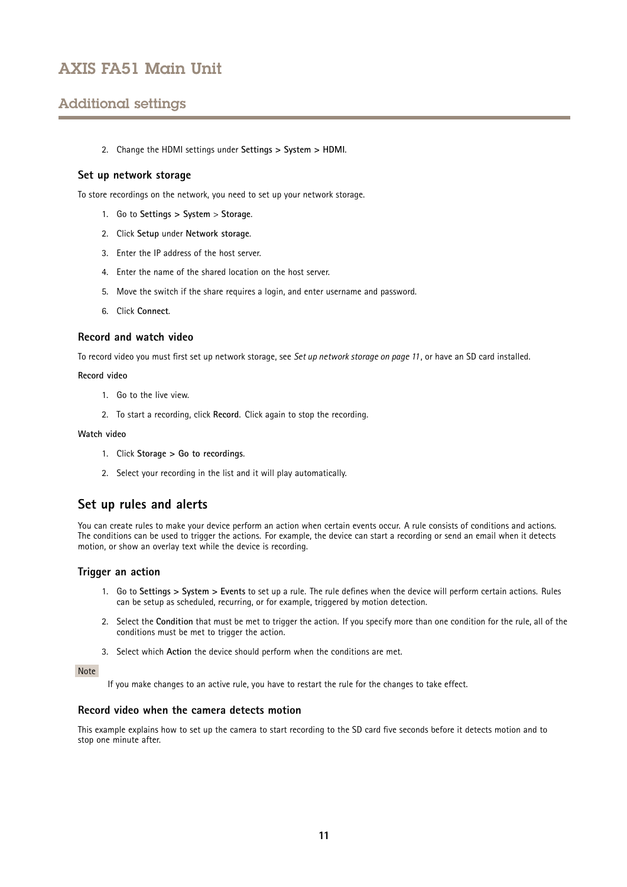2. Change the HDMI settings under **Settings > System > HDMI**.

### Set up network storage

To store recordings on the network, you need to set up your network storage.

1. Go to **Settings > System** > **Storage**.
2. Click **Setup** under **Network storage**.
3. Enter the IP address of the host server.
4. Enter the name of the shared location on the host server.
5. Move the switch if the share requires a login, and enter username and password.
6. Click **Connect**.

### Record and watch video

To record video you must first set up network storage, see *Set up network storage on page 11*, or have an SD card installed.

**Record video**

1. Go to the live view.
2. To start a recording, click **Record**. Click again to stop the recording.

**Watch video**

1. Click **Storage > Go to recordings**.
2. Select your recording in the list and it will play automatically.

## Set up rules and alerts

You can create rules to make your device perform an action when certain events occur. A rule consists of conditions and actions. The conditions can be used to trigger the actions. For example, the device can start a recording or send an email when it detects motion, or show an overlay text while the device is recording.

### Trigger an action

1. Go to **Settings > System > Events** to set up a rule. The rule defines when the device will perform certain actions. Rules can be setup as scheduled, recurring, or for example, triggered by motion detection.
2. Select the **Condition** that must be met to trigger the action. If you specify more than one condition for the rule, all of the conditions must be met to trigger the action.
3. Select which **Action** the device should perform when the conditions are met.

Note

If you make changes to an active rule, you have to restart the rule for the changes to take effect.

### Record video when the camera detects motion

This example explains how to set up the camera to start recording to the SD card five seconds before it detects motion and to stop one minute after.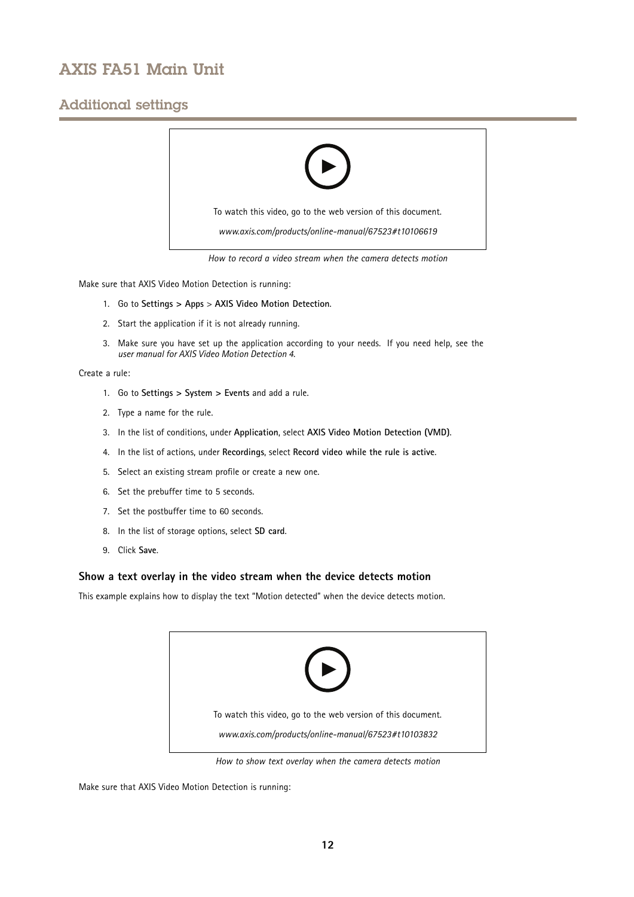To watch this video, go to the web version of this document.

*www.axis.com/products/online-manual/67523#t10106619*

*How to record a video stream when the camera detects motion*

Make sure that AXIS Video Motion Detection is running:

1. Go to **Settings > Apps** > **AXIS Video Motion Detection**.
2. Start the application if it is not already running.
3. Make sure you have set up the application according to your needs. If you need help, see the *user manual for AXIS Video Motion Detection 4*.

Create a rule:

1. Go to **Settings > System > Events** and add a rule.
2. Type a name for the rule.
3. In the list of conditions, under **Application**, select **AXIS Video Motion Detection (VMD)**.
4. In the list of actions, under **Recordings**, select **Record video while the rule is active**.
5. Select an existing stream profile or create a new one.
6. Set the prebuffer time to 5 seconds.
7. Set the postbuffer time to 60 seconds.
8. In the list of storage options, select **SD card**.
9. Click **Save**.

### Show a text overlay in the video stream when the device detects motion

This example explains how to display the text "Motion detected" when the device detects motion.

To watch this video, go to the web version of this document.

*www.axis.com/products/online-manual/67523#t10103832*

*How to show text overlay when the camera detects motion*

Make sure that AXIS Video Motion Detection is running: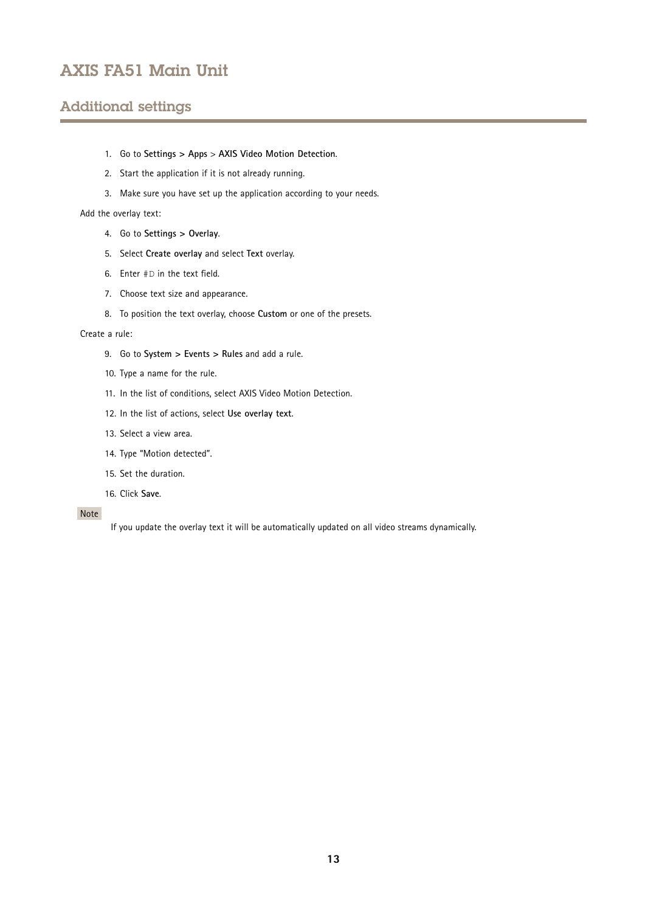## Additional settings

1. Go to **Settings > Apps** > **AXIS Video Motion Detection**.
2. Start the application if it is not already running.
3. Make sure you have set up the application according to your needs.

Add the overlay text:

4. Go to **Settings > Overlay**.
5. Select **Create overlay** and select **Text** overlay.
6. Enter `#D` in the text field.
7. Choose text size and appearance.
8. To position the text overlay, choose **Custom** or one of the presets.

Create a rule:

9. Go to **System > Events > Rules** and add a rule.
10. Type a name for the rule.
11. In the list of conditions, select AXIS Video Motion Detection.
12. In the list of actions, select **Use overlay text**.
13. Select a view area.
14. Type "Motion detected".
15. Set the duration.
16. Click **Save**.

Note

If you update the overlay text it will be automatically updated on all video streams dynamically.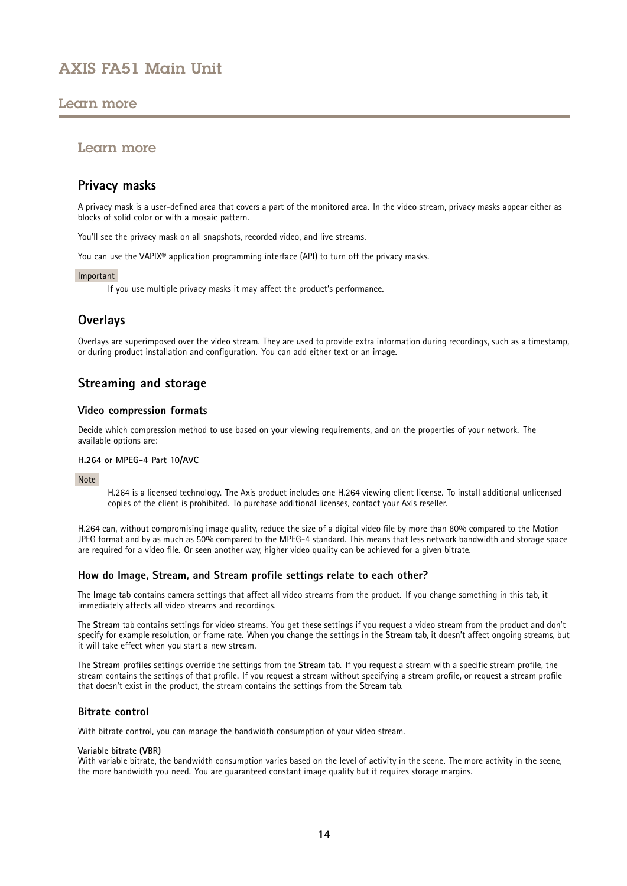# Learn more

## Privacy masks

A privacy mask is a user-defined area that covers a part of the monitored area. In the video stream, privacy masks appear either as blocks of solid color or with a mosaic pattern.

You'll see the privacy mask on all snapshots, recorded video, and live streams.

You can use the VAPIX® application programming interface (API) to turn off the privacy masks.

Important

If you use multiple privacy masks it may affect the product's performance.

## Overlays

Overlays are superimposed over the video stream. They are used to provide extra information during recordings, such as a timestamp, or during product installation and configuration. You can add either text or an image.

## Streaming and storage

### Video compression formats

Decide which compression method to use based on your viewing requirements, and on the properties of your network. The available options are:

**H.264 or MPEG-4 Part 10/AVC**

Note

H.264 is a licensed technology. The Axis product includes one H.264 viewing client license. To install additional unlicensed copies of the client is prohibited. To purchase additional licenses, contact your Axis reseller.

H.264 can, without compromising image quality, reduce the size of a digital video file by more than 80% compared to the Motion JPEG format and by as much as 50% compared to the MPEG-4 standard. This means that less network bandwidth and storage space are required for a video file. Or seen another way, higher video quality can be achieved for a given bitrate.

### How do Image, Stream, and Stream profile settings relate to each other?

The **Image** tab contains camera settings that affect all video streams from the product. If you change something in this tab, it immediately affects all video streams and recordings.

The **Stream** tab contains settings for video streams. You get these settings if you request a video stream from the product and don't specify for example resolution, or frame rate. When you change the settings in the **Stream** tab, it doesn't affect ongoing streams, but it will take effect when you start a new stream.

The **Stream profiles** settings override the settings from the **Stream** tab. If you request a stream with a specific stream profile, the stream contains the settings of that profile. If you request a stream without specifying a stream profile, or request a stream profile that doesn't exist in the product, the stream contains the settings from the **Stream** tab.

### Bitrate control

With bitrate control, you can manage the bandwidth consumption of your video stream.

**Variable bitrate (VBR)**
With variable bitrate, the bandwidth consumption varies based on the level of activity in the scene. The more activity in the scene, the more bandwidth you need. You are guaranteed constant image quality but it requires storage margins.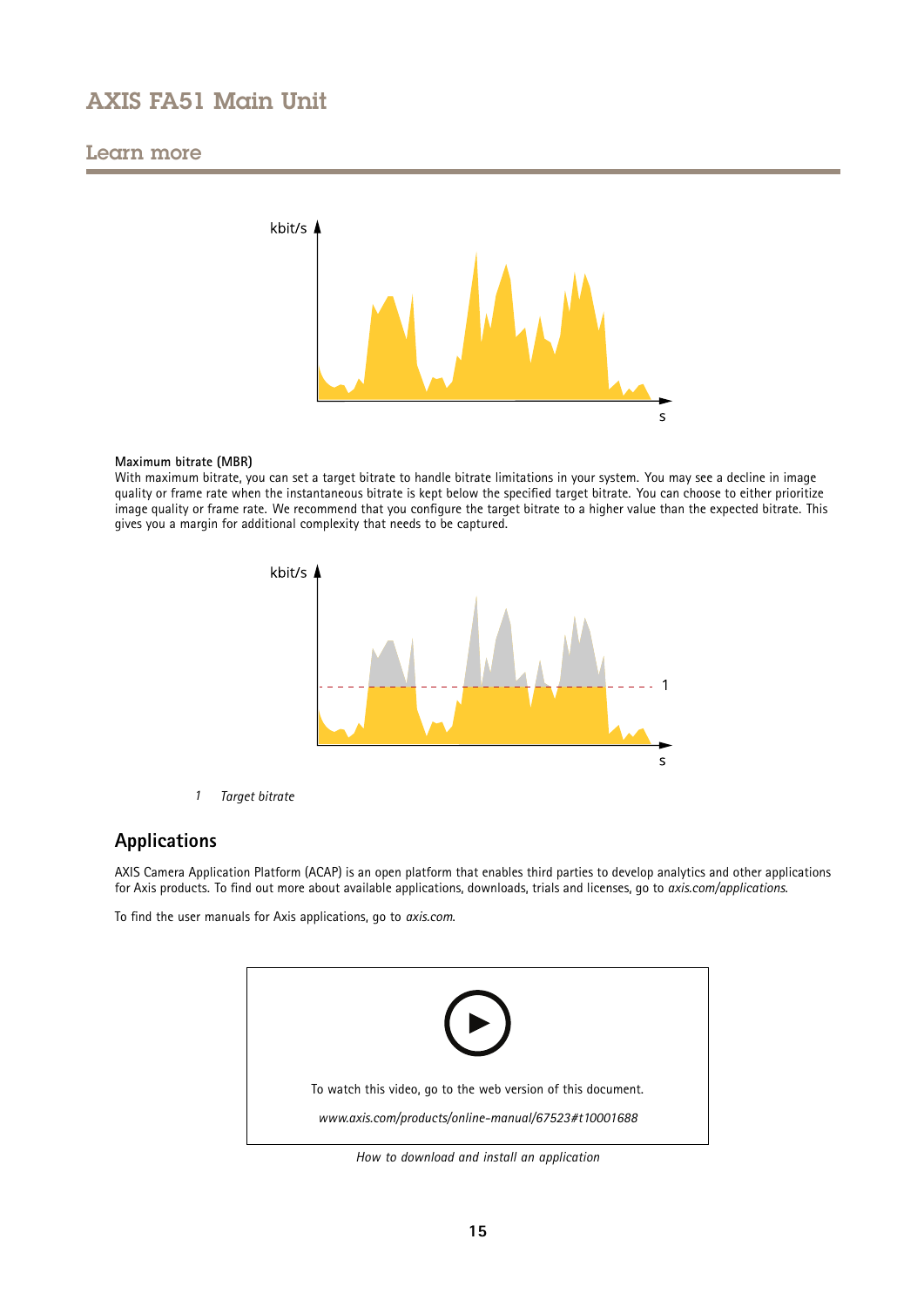**Maximum bitrate (MBR)**

With maximum bitrate, you can set a target bitrate to handle bitrate limitations in your system. You may see a decline in image quality or frame rate when the instantaneous bitrate is kept below the specified target bitrate. You can choose to either prioritize image quality or frame rate. We recommend that you configure the target bitrate to a higher value than the expected bitrate. This gives you a margin for additional complexity that needs to be captured.

1 *Target bitrate*

## Applications

AXIS Camera Application Platform (ACAP) is an open platform that enables third parties to develop analytics and other applications for Axis products. To find out more about available applications, downloads, trials and licenses, go to *axis.com/applications*.

To find the user manuals for Axis applications, go to *axis.com*.

To watch this video, go to the web version of this document.

*www.axis.com/products/online-manual/67523#t10001688*

*How to download and install an application*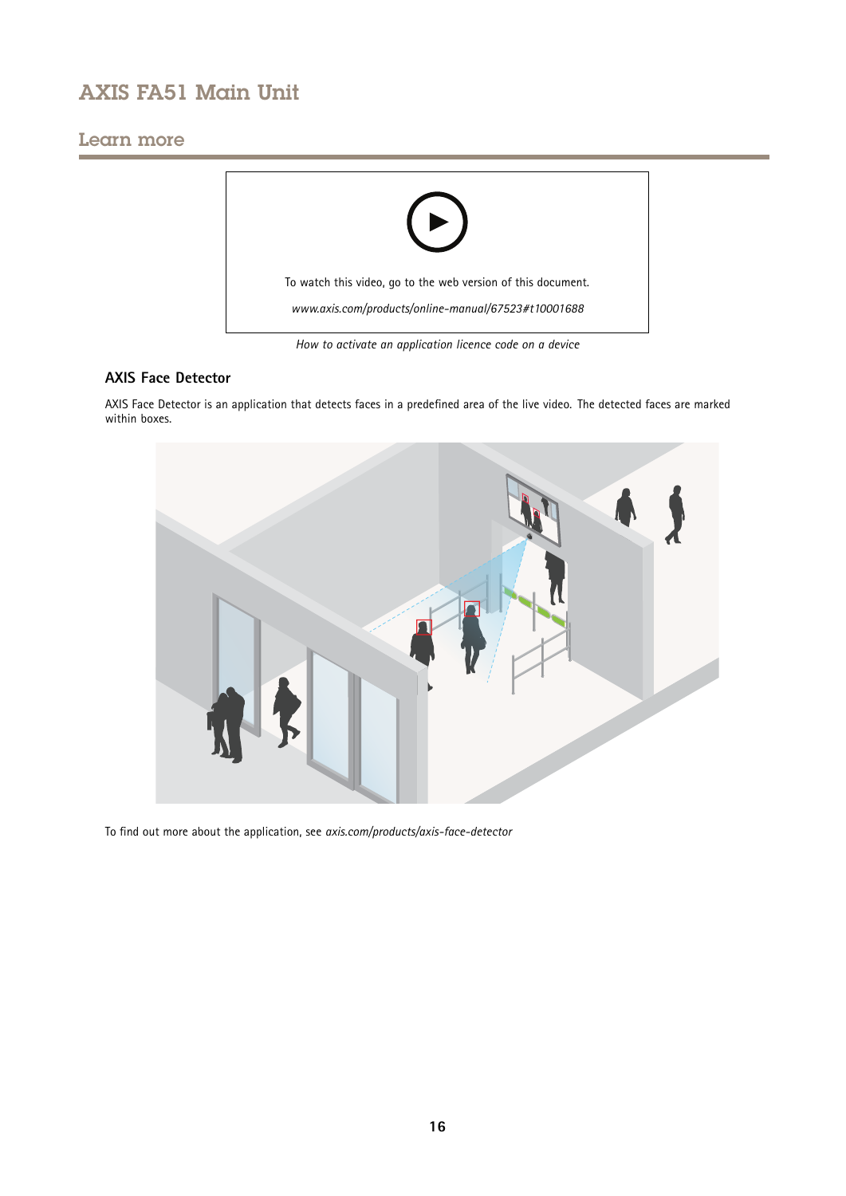## Learn more

To watch this video, go to the web version of this document.

*www.axis.com/products/online-manual/67523#t10001688*

*How to activate an application licence code on a device*

### AXIS Face Detector

AXIS Face Detector is an application that detects faces in a predefined area of the live video. The detected faces are marked within boxes.

To find out more about the application, see *axis.com/products/axis-face-detector*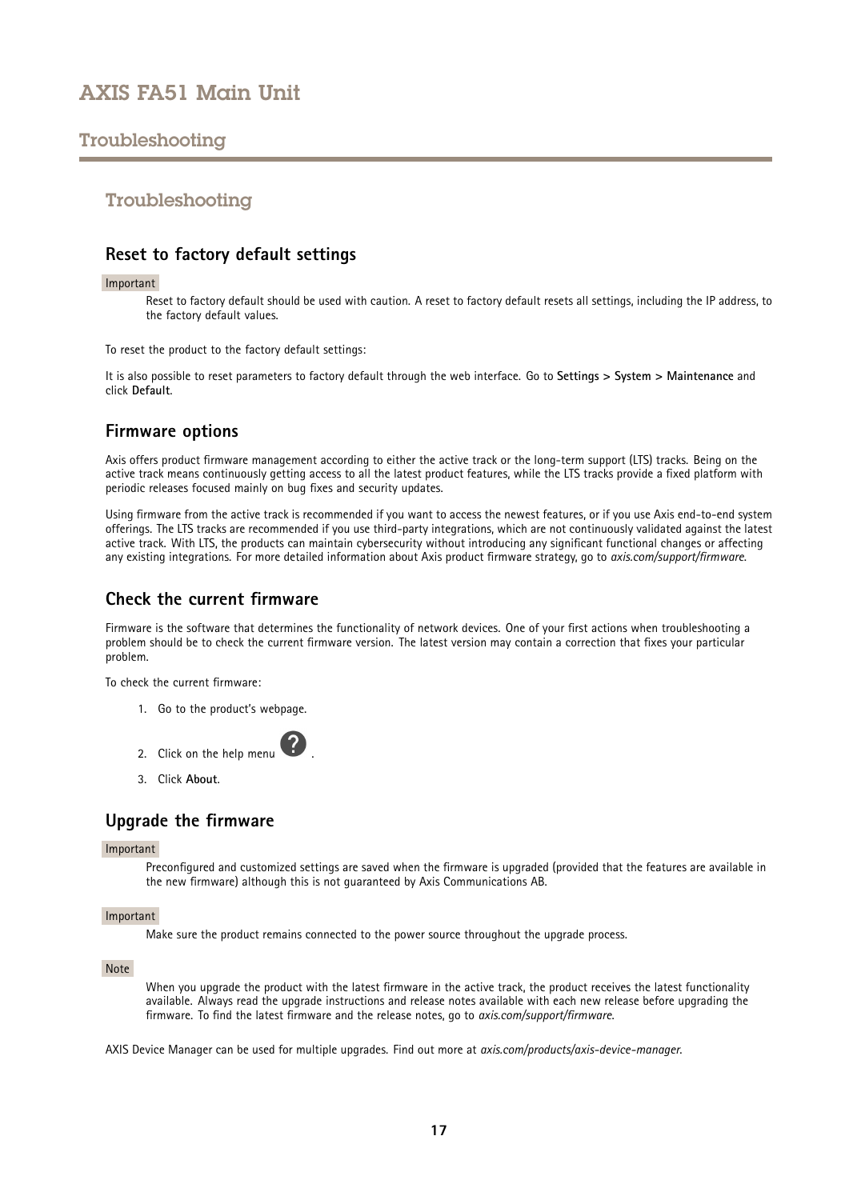## Troubleshooting

### Reset to factory default settings

Important

Reset to factory default should be used with caution. A reset to factory default resets all settings, including the IP address, to the factory default values.

To reset the product to the factory default settings:

It is also possible to reset parameters to factory default through the web interface. Go to **Settings > System > Maintenance** and click **Default**.

### Firmware options

Axis offers product firmware management according to either the active track or the long-term support (LTS) tracks. Being on the active track means continuously getting access to all the latest product features, while the LTS tracks provide a fixed platform with periodic releases focused mainly on bug fixes and security updates.

Using firmware from the active track is recommended if you want to access the newest features, or if you use Axis end-to-end system offerings. The LTS tracks are recommended if you use third-party integrations, which are not continuously validated against the latest active track. With LTS, the products can maintain cybersecurity without introducing any significant functional changes or affecting any existing integrations. For more detailed information about Axis product firmware strategy, go to *axis.com/support/firmware*.

### Check the current firmware

Firmware is the software that determines the functionality of network devices. One of your first actions when troubleshooting a problem should be to check the current firmware version. The latest version may contain a correction that fixes your particular problem.

To check the current firmware:

1. Go to the product's webpage.
2. Click on the help menu ?.
3. Click **About**.

### Upgrade the firmware

Important

Preconfigured and customized settings are saved when the firmware is upgraded (provided that the features are available in the new firmware) although this is not guaranteed by Axis Communications AB.

Important

Make sure the product remains connected to the power source throughout the upgrade process.

Note

When you upgrade the product with the latest firmware in the active track, the product receives the latest functionality available. Always read the upgrade instructions and release notes available with each new release before upgrading the firmware. To find the latest firmware and the release notes, go to *axis.com/support/firmware*.

AXIS Device Manager can be used for multiple upgrades. Find out more at *axis.com/products/axis-device-manager*.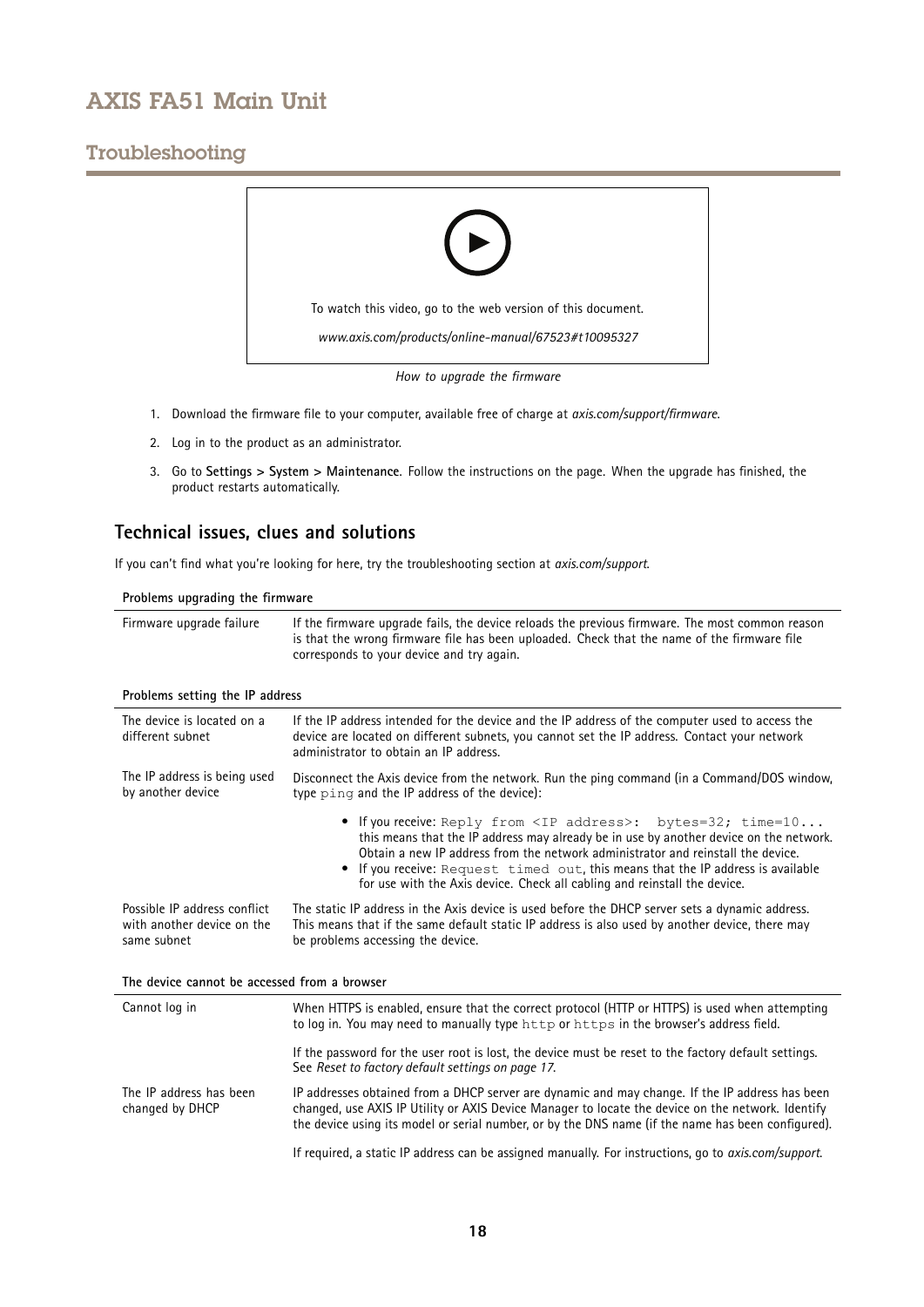## Troubleshooting

To watch this video, go to the web version of this document.

*www.axis.com/products/online-manual/67523#t10095327*

*How to upgrade the firmware*

1. Download the firmware file to your computer, available free of charge at *axis.com/support/firmware*.
2. Log in to the product as an administrator.
3. Go to **Settings > System > Maintenance**. Follow the instructions on the page. When the upgrade has finished, the product restarts automatically.

### Technical issues, clues and solutions

If you can't find what you're looking for here, try the troubleshooting section at *axis.com/support*.

| **Problems upgrading the firmware** | |
|---|---|
| Firmware upgrade failure | If the firmware upgrade fails, the device reloads the previous firmware. The most common reason is that the wrong firmware file has been uploaded. Check that the name of the firmware file corresponds to your device and try again. |

| **Problems setting the IP address** | |
|---|---|
| The device is located on a different subnet | If the IP address intended for the device and the IP address of the computer used to access the device are located on different subnets, you cannot set the IP address. Contact your network administrator to obtain an IP address. |
| The IP address is being used by another device | Disconnect the Axis device from the network. Run the ping command (in a Command/DOS window, type `ping` and the IP address of the device):<br>• If you receive: `Reply from <IP address>: bytes=32; time=10...` this means that the IP address may already be in use by another device on the network. Obtain a new IP address from the network administrator and reinstall the device.<br>• If you receive: `Request timed out`, this means that the IP address is available for use with the Axis device. Check all cabling and reinstall the device. |
| Possible IP address conflict with another device on the same subnet | The static IP address in the Axis device is used before the DHCP server sets a dynamic address. This means that if the same default static IP address is also used by another device, there may be problems accessing the device. |

| **The device cannot be accessed from a browser** | |
|---|---|
| Cannot log in | When HTTPS is enabled, ensure that the correct protocol (HTTP or HTTPS) is used when attempting to log in. You may need to manually type `http` or `https` in the browser's address field.<br><br>If the password for the user root is lost, the device must be reset to the factory default settings. See *Reset to factory default settings on page 17*. |
| The IP address has been changed by DHCP | IP addresses obtained from a DHCP server are dynamic and may change. If the IP address has been changed, use AXIS IP Utility or AXIS Device Manager to locate the device on the network. Identify the device using its model or serial number, or by the DNS name (if the name has been configured).<br><br>If required, a static IP address can be assigned manually. For instructions, go to *axis.com/support*. |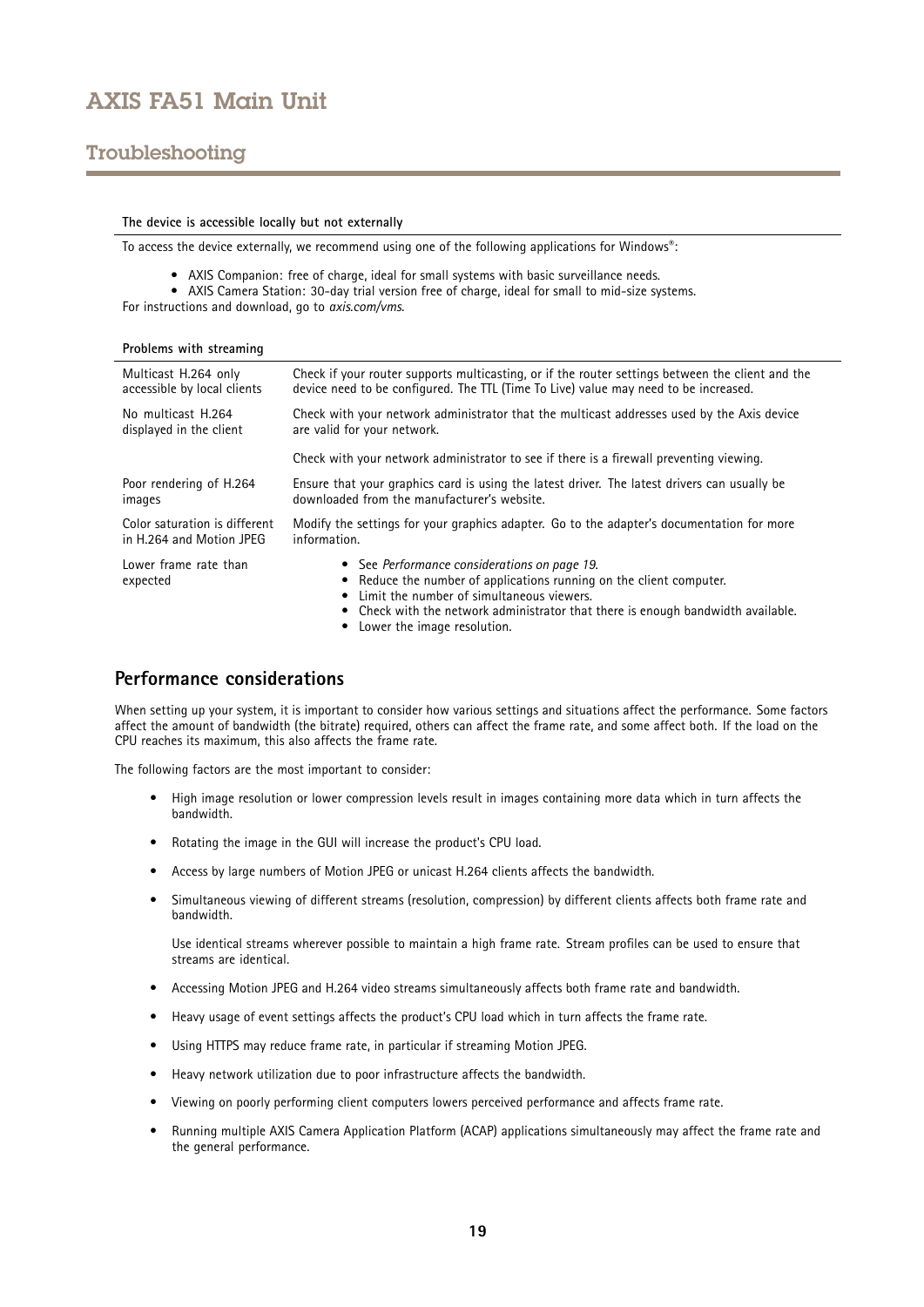**The device is accessible locally but not externally**

To access the device externally, we recommend using one of the following applications for Windows®:

- AXIS Companion: free of charge, ideal for small systems with basic surveillance needs.
- AXIS Camera Station: 30-day trial version free of charge, ideal for small to mid-size systems.

For instructions and download, go to *axis.com/vms*.

**Problems with streaming**

| | |
|---|---|
| Multicast H.264 only accessible by local clients | Check if your router supports multicasting, or if the router settings between the client and the device need to be configured. The TTL (Time To Live) value may need to be increased. |
| No multicast H.264 displayed in the client | Check with your network administrator that the multicast addresses used by the Axis device are valid for your network.<br><br>Check with your network administrator to see if there is a firewall preventing viewing. |
| Poor rendering of H.264 images | Ensure that your graphics card is using the latest driver. The latest drivers can usually be downloaded from the manufacturer's website. |
| Color saturation is different in H.264 and Motion JPEG | Modify the settings for your graphics adapter. Go to the adapter's documentation for more information. |
| Lower frame rate than expected | • See *Performance considerations on page 19.*<br>• Reduce the number of applications running on the client computer.<br>• Limit the number of simultaneous viewers.<br>• Check with the network administrator that there is enough bandwidth available.<br>• Lower the image resolution. |

## Performance considerations

When setting up your system, it is important to consider how various settings and situations affect the performance. Some factors affect the amount of bandwidth (the bitrate) required, others can affect the frame rate, and some affect both. If the load on the CPU reaches its maximum, this also affects the frame rate.

The following factors are the most important to consider:

- High image resolution or lower compression levels result in images containing more data which in turn affects the bandwidth.
- Rotating the image in the GUI will increase the product's CPU load.
- Access by large numbers of Motion JPEG or unicast H.264 clients affects the bandwidth.
- Simultaneous viewing of different streams (resolution, compression) by different clients affects both frame rate and bandwidth.

  Use identical streams wherever possible to maintain a high frame rate. Stream profiles can be used to ensure that streams are identical.
- Accessing Motion JPEG and H.264 video streams simultaneously affects both frame rate and bandwidth.
- Heavy usage of event settings affects the product's CPU load which in turn affects the frame rate.
- Using HTTPS may reduce frame rate, in particular if streaming Motion JPEG.
- Heavy network utilization due to poor infrastructure affects the bandwidth.
- Viewing on poorly performing client computers lowers perceived performance and affects frame rate.
- Running multiple AXIS Camera Application Platform (ACAP) applications simultaneously may affect the frame rate and the general performance.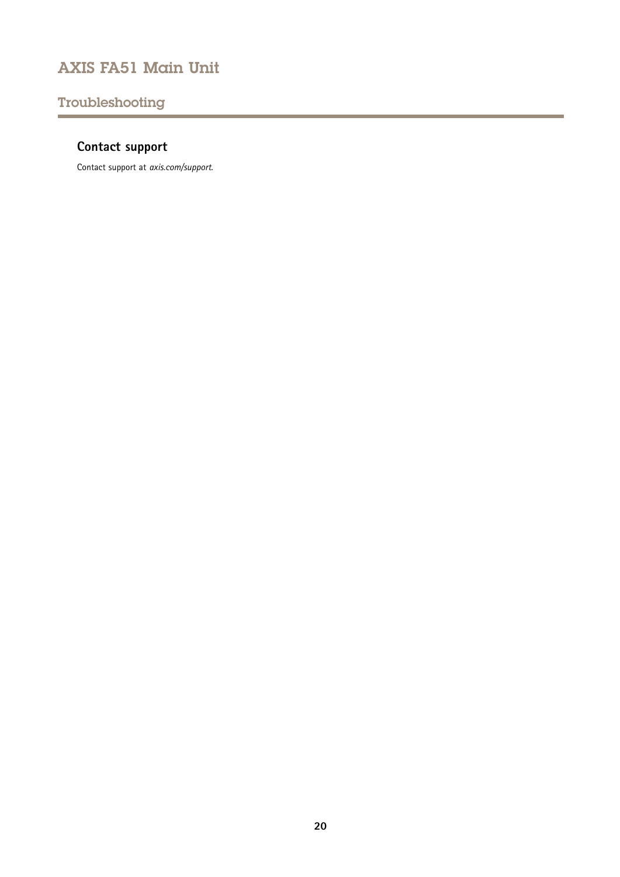## Contact support

Contact support at *axis.com/support*.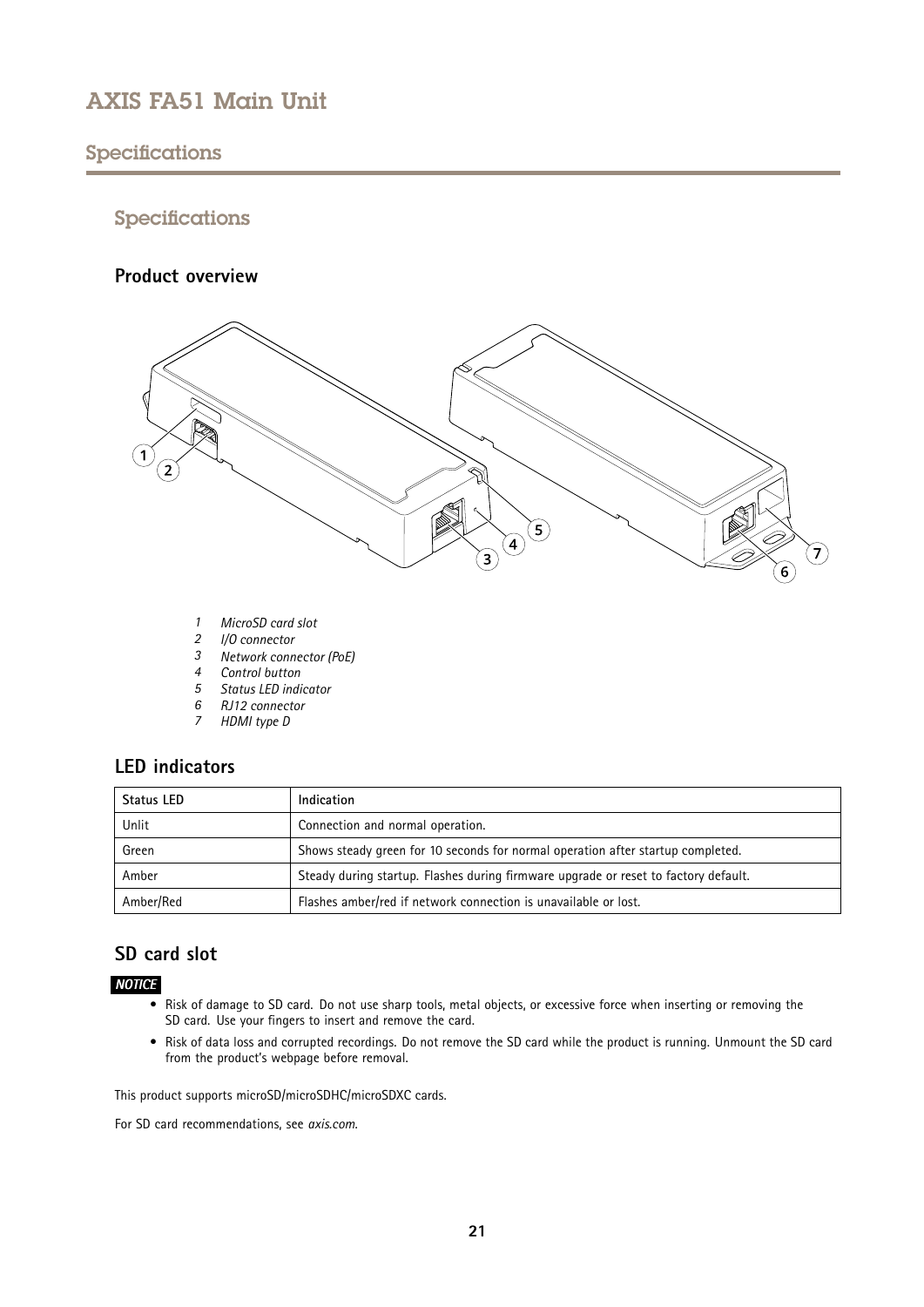## Specifications

### Specifications

#### Product overview

1. *MicroSD card slot*
2. *I/O connector*
3. *Network connector (PoE)*
4. *Control button*
5. *Status LED indicator*
6. *RJ12 connector*
7. *HDMI type D*

#### LED indicators

| Status LED | Indication |
|---|---|
| Unlit | Connection and normal operation. |
| Green | Shows steady green for 10 seconds for normal operation after startup completed. |
| Amber | Steady during startup. Flashes during firmware upgrade or reset to factory default. |
| Amber/Red | Flashes amber/red if network connection is unavailable or lost. |

#### SD card slot

***NOTICE***

- Risk of damage to SD card. Do not use sharp tools, metal objects, or excessive force when inserting or removing the SD card. Use your fingers to insert and remove the card.
- Risk of data loss and corrupted recordings. Do not remove the SD card while the product is running. Unmount the SD card from the product's webpage before removal.

This product supports microSD/microSDHC/microSDXC cards.

For SD card recommendations, see *axis.com*.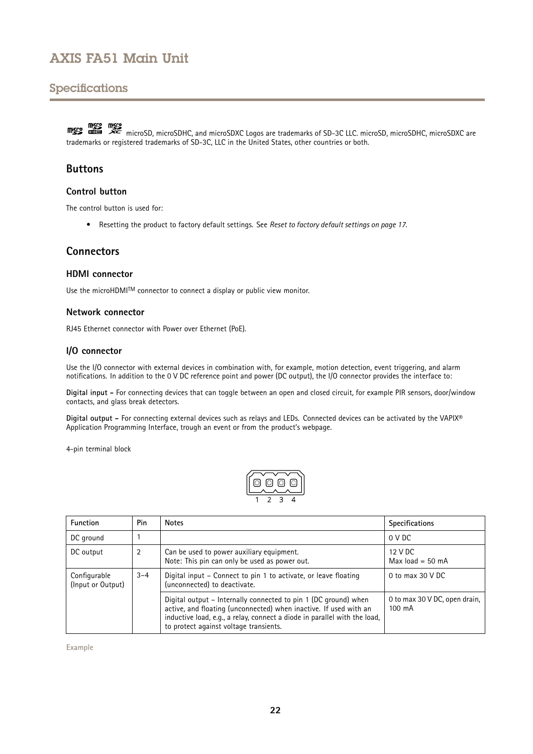## Specifications

microSD, microSDHC, and microSDXC Logos are trademarks of SD-3C LLC. microSD, microSDHC, microSDXC are trademarks or registered trademarks of SD-3C, LLC in the United States, other countries or both.

### Buttons

#### Control button

The control button is used for:

- Resetting the product to factory default settings. See *Reset to factory default settings on page 17.*

### Connectors

#### HDMI connector

Use the microHDMI™ connector to connect a display or public view monitor.

#### Network connector

RJ45 Ethernet connector with Power over Ethernet (PoE).

#### I/O connector

Use the I/O connector with external devices in combination with, for example, motion detection, event triggering, and alarm notifications. In addition to the 0 V DC reference point and power (DC output), the I/O connector provides the interface to:

**Digital input –** For connecting devices that can toggle between an open and closed circuit, for example PIR sensors, door/window contacts, and glass break detectors.

**Digital output –** For connecting external devices such as relays and LEDs. Connected devices can be activated by the VAPIX® Application Programming Interface, trough an event or from the product's webpage.

4-pin terminal block

1 2 3 4

| Function | Pin | Notes | Specifications |
|---|---|---|---|
| DC ground | 1 | | 0 V DC |
| DC output | 2 | Can be used to power auxiliary equipment.<br>Note: This pin can only be used as power out. | 12 V DC<br>Max load = 50 mA |
| Configurable (Input or Output) | 3–4 | Digital input – Connect to pin 1 to activate, or leave floating (unconnected) to deactivate. | 0 to max 30 V DC |
| | | Digital output – Internally connected to pin 1 (DC ground) when active, and floating (unconnected) when inactive. If used with an inductive load, e.g., a relay, connect a diode in parallel with the load, to protect against voltage transients. | 0 to max 30 V DC, open drain, 100 mA |

Example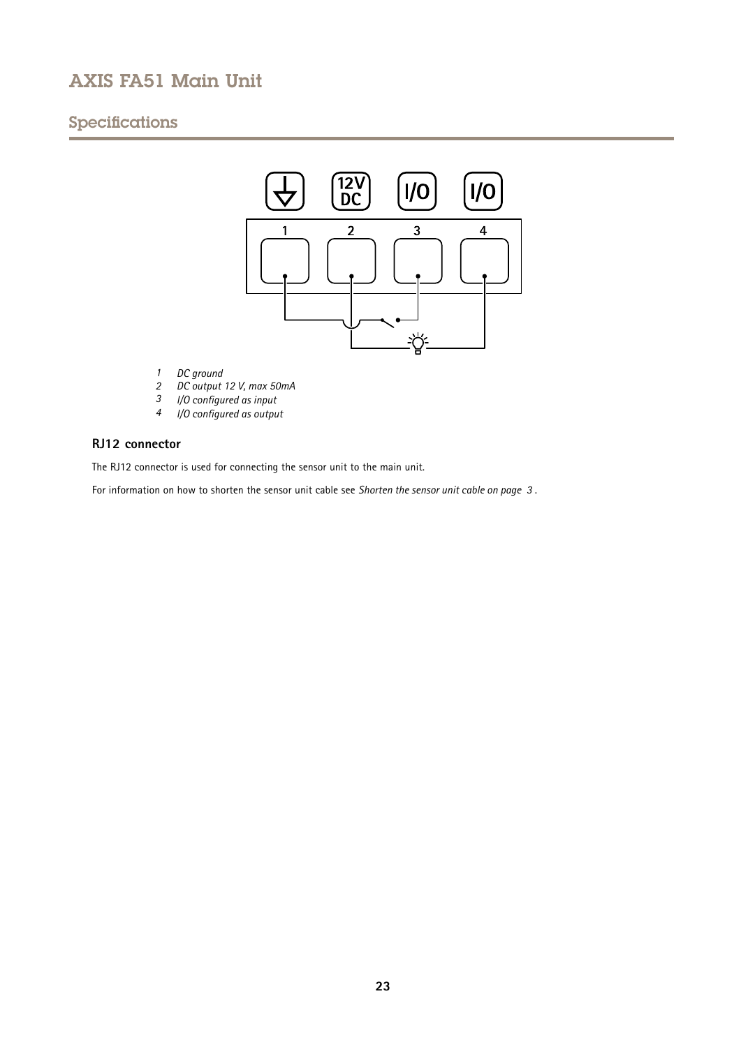1. *DC ground*
2. *DC output 12 V, max 50mA*
3. *I/O configured as input*
4. *I/O configured as output*

### RJ12 connector

The RJ12 connector is used for connecting the sensor unit to the main unit.

For information on how to shorten the sensor unit cable see *Shorten the sensor unit cable on page 3* .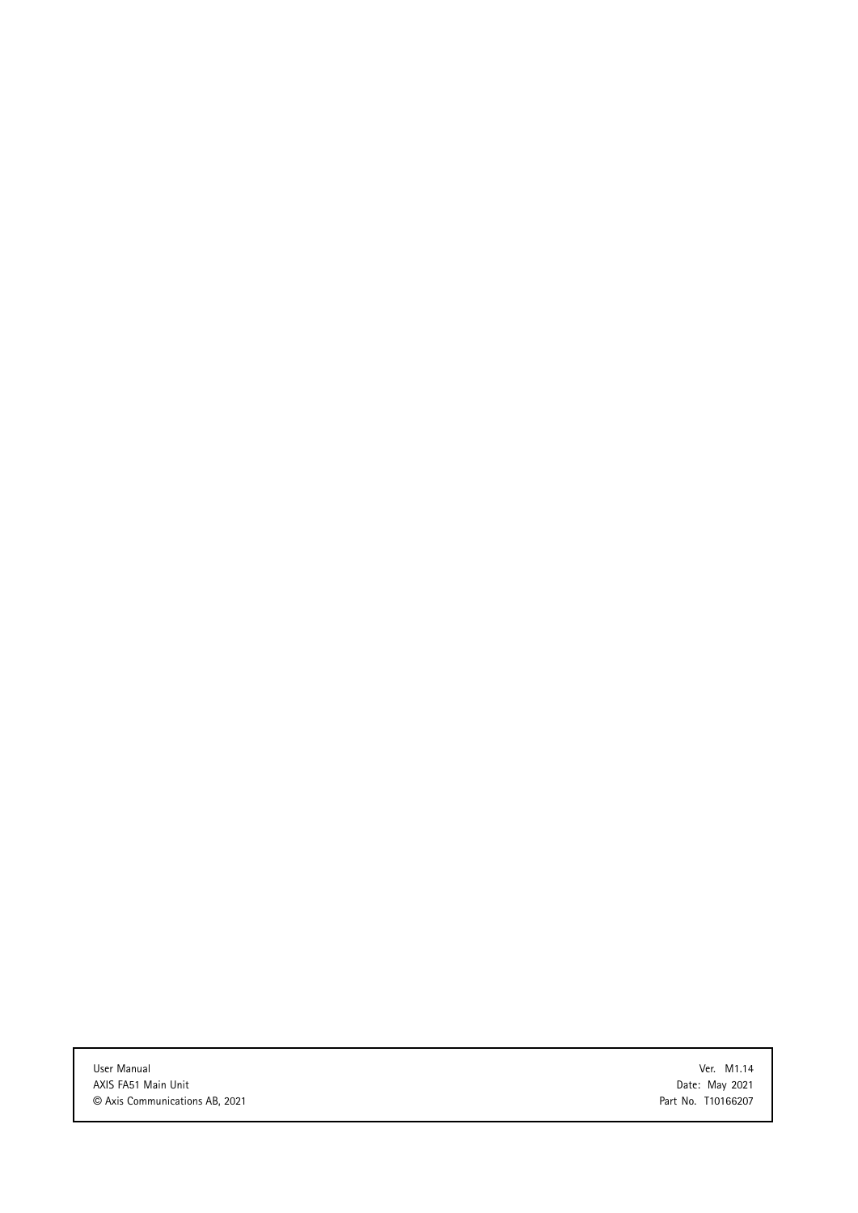| | |
|---|---|
| User Manual | Ver. M1.14 |
| AXIS FA51 Main Unit | Date: May 2021 |
| © Axis Communications AB, 2021 | Part No. T10166207 |